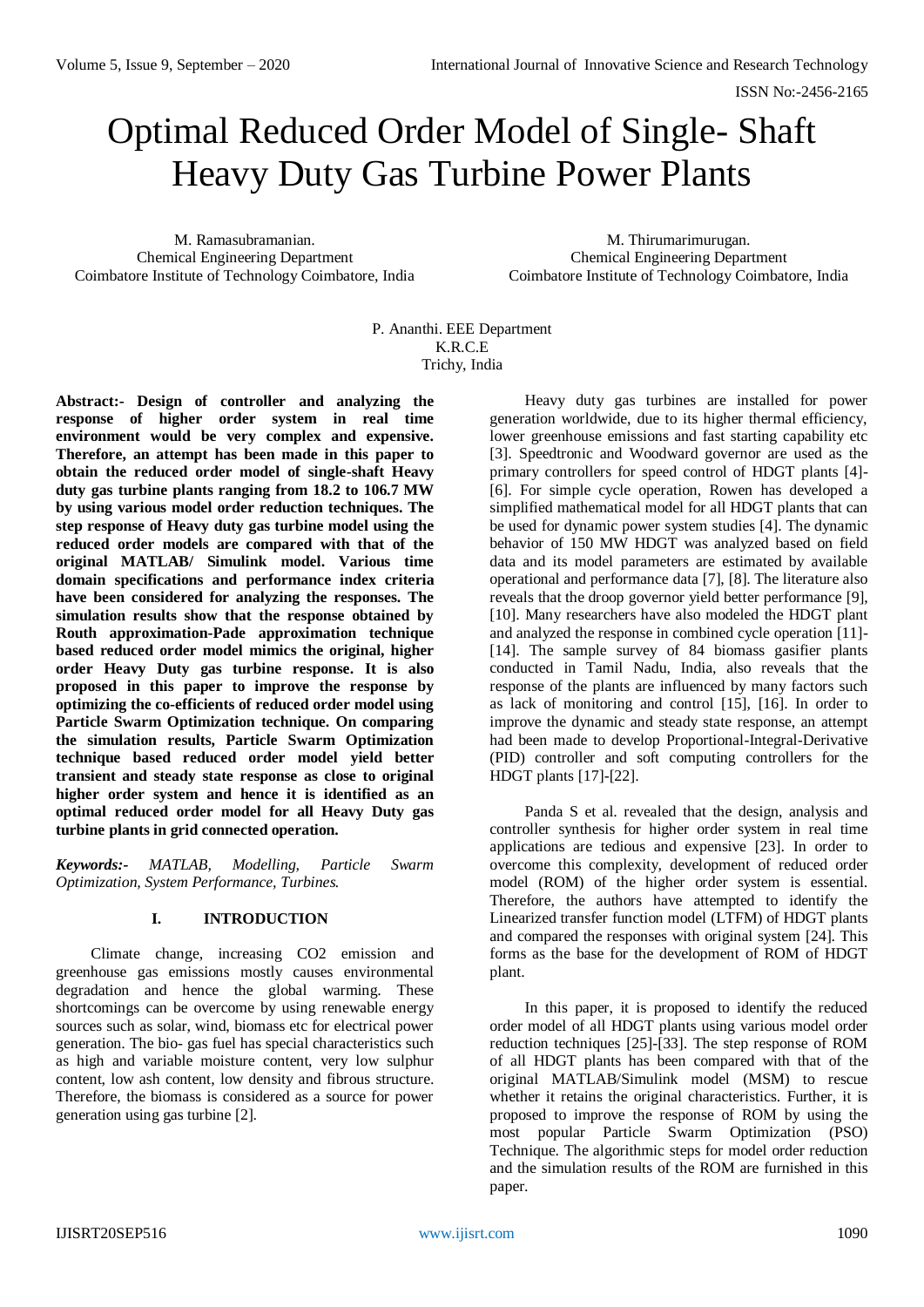# Optimal Reduced Order Model of Single- Shaft Heavy Duty Gas Turbine Power Plants

M. Ramasubramanian.
Chemical Engineering Department
Coimbatore Institute of Technology Coimbatore, India

M. Thirumarimurugan.
Chemical Engineering Department
Coimbatore Institute of Technology Coimbatore, India

P. Ananthi. EEE Department
K.R.C.E
Trichy, India

**Abstract:- Design of controller and analyzing the response of higher order system in real time environment would be very complex and expensive. Therefore, an attempt has been made in this paper to obtain the reduced order model of single-shaft Heavy duty gas turbine plants ranging from 18.2 to 106.7 MW by using various model order reduction techniques. The step response of Heavy duty gas turbine model using the reduced order models are compared with that of the original MATLAB/ Simulink model. Various time domain specifications and performance index criteria have been considered for analyzing the responses. The simulation results show that the response obtained by Routh approximation-Pade approximation technique based reduced order model mimics the original, higher order Heavy Duty gas turbine response. It is also proposed in this paper to improve the response by optimizing the co-efficients of reduced order model using Particle Swarm Optimization technique. On comparing the simulation results, Particle Swarm Optimization technique based reduced order model yield better transient and steady state response as close to original higher order system and hence it is identified as an optimal reduced order model for all Heavy Duty gas turbine plants in grid connected operation.**

***Keywords:-*** *MATLAB, Modelling, Particle Swarm Optimization, System Performance, Turbines.*

## I. INTRODUCTION

Climate change, increasing CO2 emission and greenhouse gas emissions mostly causes environmental degradation and hence the global warming. These shortcomings can be overcome by using renewable energy sources such as solar, wind, biomass etc for electrical power generation. The bio- gas fuel has special characteristics such as high and variable moisture content, very low sulphur content, low ash content, low density and fibrous structure. Therefore, the biomass is considered as a source for power generation using gas turbine [2].

Heavy duty gas turbines are installed for power generation worldwide, due to its higher thermal efficiency, lower greenhouse emissions and fast starting capability etc [3]. Speedtronic and Woodward governor are used as the primary controllers for speed control of HDGT plants [4]-[6]. For simple cycle operation, Rowen has developed a simplified mathematical model for all HDGT plants that can be used for dynamic power system studies [4]. The dynamic behavior of 150 MW HDGT was analyzed based on field data and its model parameters are estimated by available operational and performance data [7], [8]. The literature also reveals that the droop governor yield better performance [9], [10]. Many researchers have also modeled the HDGT plant and analyzed the response in combined cycle operation [11]-[14]. The sample survey of 84 biomass gasifier plants conducted in Tamil Nadu, India, also reveals that the response of the plants are influenced by many factors such as lack of monitoring and control [15], [16]. In order to improve the dynamic and steady state response, an attempt had been made to develop Proportional-Integral-Derivative (PID) controller and soft computing controllers for the HDGT plants [17]-[22].

Panda S et al. revealed that the design, analysis and controller synthesis for higher order system in real time applications are tedious and expensive [23]. In order to overcome this complexity, development of reduced order model (ROM) of the higher order system is essential. Therefore, the authors have attempted to identify the Linearized transfer function model (LTFM) of HDGT plants and compared the responses with original system [24]. This forms as the base for the development of ROM of HDGT plant.

In this paper, it is proposed to identify the reduced order model of all HDGT plants using various model order reduction techniques [25]-[33]. The step response of ROM of all HDGT plants has been compared with that of the original MATLAB/Simulink model (MSM) to rescue whether it retains the original characteristics. Further, it is proposed to improve the response of ROM by using the most popular Particle Swarm Optimization (PSO) Technique. The algorithmic steps for model order reduction and the simulation results of the ROM are furnished in this paper.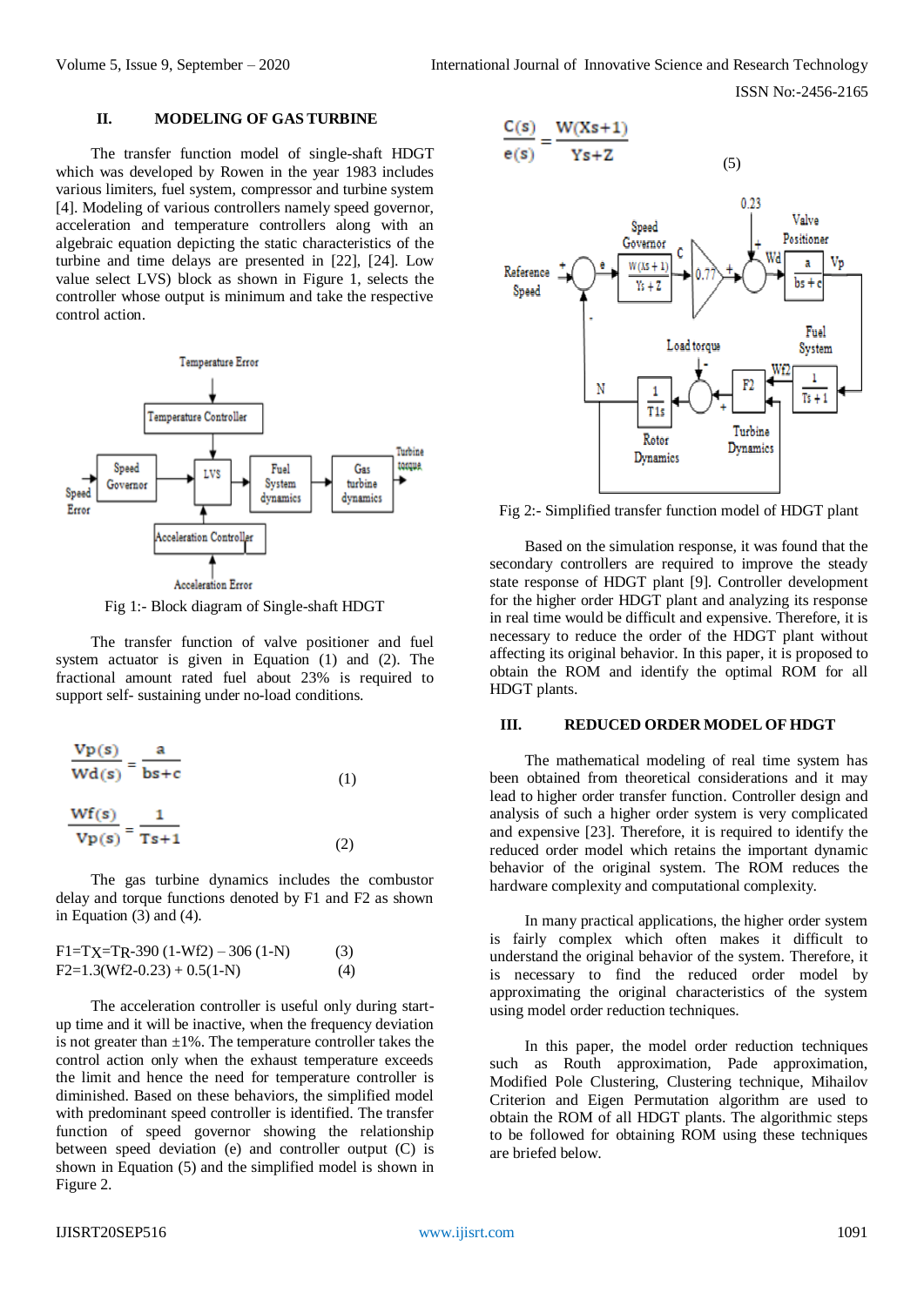## II. MODELING OF GAS TURBINE

The transfer function model of single-shaft HDGT which was developed by Rowen in the year 1983 includes various limiters, fuel system, compressor and turbine system [4]. Modeling of various controllers namely speed governor, acceleration and temperature controllers along with an algebraic equation depicting the static characteristics of the turbine and time delays are presented in [22], [24]. Low value select LVS) block as shown in Figure 1, selects the controller whose output is minimum and take the respective control action.

Fig 1:- Block diagram of Single-shaft HDGT

The transfer function of valve positioner and fuel system actuator is given in Equation (1) and (2). The fractional amount rated fuel about 23% is required to support self- sustaining under no-load conditions.

$$\frac{Vp(s)}{Wd(s)} = \frac{a}{bs+c} \tag{1}$$

$$\frac{Wf(s)}{Vp(s)} = \frac{1}{Ts+1} \tag{2}$$

The gas turbine dynamics includes the combustor delay and torque functions denoted by F1 and F2 as shown in Equation (3) and (4).

$$F1=T_X=T_R\text{-}390\,(1\text{-}Wf2) - 306\,(1\text{-}N) \tag{3}$$

$$F2=1.3(Wf2\text{-}0.23) + 0.5(1\text{-}N) \tag{4}$$

The acceleration controller is useful only during start-up time and it will be inactive, when the frequency deviation is not greater than ±1%. The temperature controller takes the control action only when the exhaust temperature exceeds the limit and hence the need for temperature controller is diminished. Based on these behaviors, the simplified model with predominant speed controller is identified. The transfer function of speed governor showing the relationship between speed deviation (e) and controller output (C) is shown in Equation (5) and the simplified model is shown in Figure 2.

$$\frac{C(s)}{e(s)} = \frac{W(Xs+1)}{Ys+Z} \tag{5}$$

Fig 2:- Simplified transfer function model of HDGT plant

Based on the simulation response, it was found that the secondary controllers are required to improve the steady state response of HDGT plant [9]. Controller development for the higher order HDGT plant and analyzing its response in real time would be difficult and expensive. Therefore, it is necessary to reduce the order of the HDGT plant without affecting its original behavior. In this paper, it is proposed to obtain the ROM and identify the optimal ROM for all HDGT plants.

## III. REDUCED ORDER MODEL OF HDGT

The mathematical modeling of real time system has been obtained from theoretical considerations and it may lead to higher order transfer function. Controller design and analysis of such a higher order system is very complicated and expensive [23]. Therefore, it is required to identify the reduced order model which retains the important dynamic behavior of the original system. The ROM reduces the hardware complexity and computational complexity.

In many practical applications, the higher order system is fairly complex which often makes it difficult to understand the original behavior of the system. Therefore, it is necessary to find the reduced order model by approximating the original characteristics of the system using model order reduction techniques.

In this paper, the model order reduction techniques such as Routh approximation, Pade approximation, Modified Pole Clustering, Clustering technique, Mihailov Criterion and Eigen Permutation algorithm are used to obtain the ROM of all HDGT plants. The algorithmic steps to be followed for obtaining ROM using these techniques are briefed below.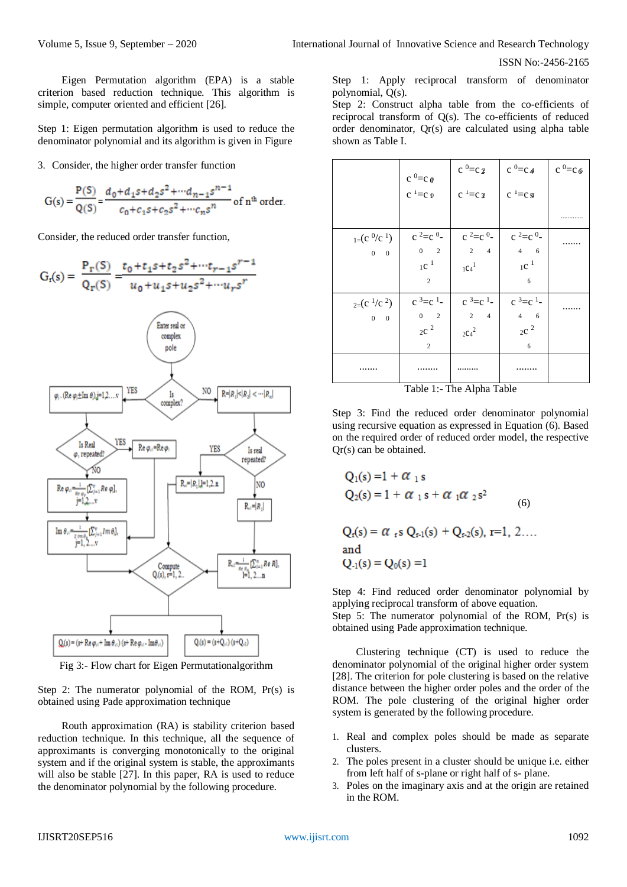Eigen Permutation algorithm (EPA) is a stable criterion based reduction technique. This algorithm is simple, computer oriented and efficient [26].

Step 1: Eigen permutation algorithm is used to reduce the denominator polynomial and its algorithm is given in Figure

3. Consider, the higher order transfer function

$$G(s) = \frac{P(S)}{Q(S)} = \frac{d_0 + d_1 s + d_2 s^2 + \cdots d_{n-1} s^{n-1}}{c_0 + c_1 s + c_2 s^2 + \cdots c_n s^n} \text{ of } n^{th} \text{ order.}$$

Consider, the reduced order transfer function,

$$G_r(s) = \frac{P_r(S)}{Q_r(S)} = \frac{t_0 + t_1 s + t_2 s^2 + \cdots t_{r-1} s^{r-1}}{u_0 + u_1 s + u_2 s^2 + \cdots u_r s^r}$$

Fig 3:- Flow chart for Eigen Permutationalgorithm

Step 2: The numerator polynomial of the ROM, Pr(s) is obtained using Pade approximation technique

Routh approximation (RA) is stability criterion based reduction technique. In this technique, all the sequence of approximants is converging monotonically to the original system and if the original system is stable, the approximants will also be stable [27]. In this paper, RA is used to reduce the denominator polynomial by the following procedure.

Step 1: Apply reciprocal transform of denominator polynomial, Q(s).

Step 2: Construct alpha table from the co-efficients of reciprocal transform of Q(s). The co-efficients of reduced order denominator, Qr(s) are calculated using alpha table shown as Table I.

| | $c^0{}_0 = c_0$<br>$c^1{}_0 = c_1$ | $c^0{}_1 = c_2$<br>$c^1{}_1 = c_3$ | $c^0{}_2 = c_4$<br>$c^1{}_2 = c_5$ | $c^0{}_3 = c_6$<br>………… |
|---|---|---|---|---|
| $\alpha_1 = (c^0{}_0 / c^1{}_0)$ | $c^2{}_0 = c^0{}_1 - \alpha_1 c^1{}_1$ | $c^2{}_1 = c^0{}_2 - \alpha_1 c^1{}_2$ | $c^2{}_2 = c^0{}_3 - \alpha_1 c^1{}_3$ | ……. |
| $\alpha_2 = (c^1{}_0 / c^2{}_0)$ | $c^3{}_0 = c^1{}_1 - \alpha_2 c^2{}_1$ | $c^3{}_1 = c^1{}_2 - \alpha_2 c^2{}_2$ | $c^3{}_2 = c^1{}_3 - \alpha_2 c^2{}_3$ | ……. |
| ……. | …….. | ……… | …….. | |

Table 1:- The Alpha Table

Step 3: Find the reduced order denominator polynomial using recursive equation as expressed in Equation (6). Based on the required order of reduced order model, the respective Qr(s) can be obtained.

$$Q_1(s) = 1 + \alpha_1 s$$
$$Q_2(s) = 1 + \alpha_1 s + \alpha_1 \alpha_2 s^2 \tag{6}$$

$$Q_r(s) = \alpha_r s\, Q_{r-1}(s) + Q_{r-2}(s),\ r = 1, 2\ldots$$

and

$$Q_{-1}(s) = Q_0(s) = 1$$

Step 4: Find reduced order denominator polynomial by applying reciprocal transform of above equation.

Step 5: The numerator polynomial of the ROM, Pr(s) is obtained using Pade approximation technique.

Clustering technique (CT) is used to reduce the denominator polynomial of the original higher order system [28]. The criterion for pole clustering is based on the relative distance between the higher order poles and the order of the ROM. The pole clustering of the original higher order system is generated by the following procedure.

1. Real and complex poles should be made as separate clusters.
2. The poles present in a cluster should be unique i.e. either from left half of s-plane or right half of s- plane.
3. Poles on the imaginary axis and at the origin are retained in the ROM.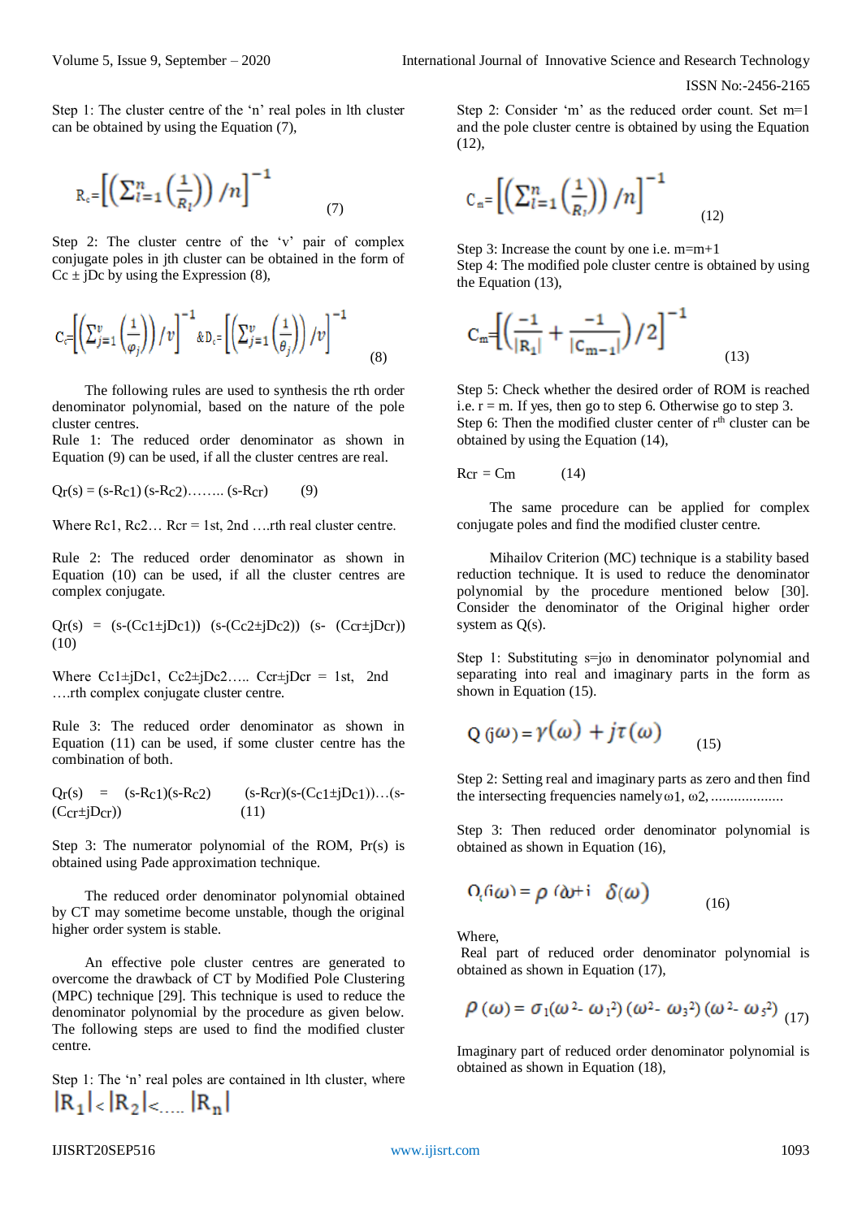Step 1: The cluster centre of the 'n' real poles in lth cluster can be obtained by using the Equation (7),

$$R_c = \left[\left(\sum_{l=1}^{n}\left(\frac{1}{R_l}\right)\right)/n\right]^{-1} \quad (7)$$

Step 2: The cluster centre of the 'v' pair of complex conjugate poles in jth cluster can be obtained in the form of $C_c \pm jD_c$ by using the Expression (8),

$$C_c = \left[\left(\sum_{j=1}^{v}\left(\frac{1}{\varphi_j}\right)\right)/v\right]^{-1} \; \& \; D_c = \left[\left(\sum_{j=1}^{v}\left(\frac{1}{\theta_j}\right)\right)/v\right]^{-1} \quad (8)$$

The following rules are used to synthesis the rth order denominator polynomial, based on the nature of the pole cluster centres.

Rule 1: The reduced order denominator as shown in Equation (9) can be used, if all the cluster centres are real.

$$Q_r(s) = (s-R_{c1})(s-R_{c2})\ldots\ldots(s-R_{cr}) \quad (9)$$

Where $R_{c1}, R_{c2} \ldots R_{cr}$ = 1st, 2nd ….rth real cluster centre.

Rule 2: The reduced order denominator as shown in Equation (10) can be used, if all the cluster centres are complex conjugate.

$$Q_r(s) = (s-(C_{c1}\pm jD_{c1}))\,(s-(C_{c2}\pm jD_{c2}))\,(s-(C_{cr}\pm jD_{cr})) \quad (10)$$

Where $C_{c1}\pm jD_{c1}, C_{c2}\pm jD_{c2} \ldots\ldots C_{cr}\pm jD_{cr}$ = 1st, 2nd ….rth complex conjugate cluster centre.

Rule 3: The reduced order denominator as shown in Equation (11) can be used, if some cluster centre has the combination of both.

$$Q_r(s) = (s-R_{c1})(s-R_{c2})\,(s-R_{cr})(s-(C_{c1}\pm jD_{c1}))\ldots(s-(C_{cr}\pm jD_{cr})) \quad (11)$$

Step 3: The numerator polynomial of the ROM, $P_r(s)$ is obtained using Pade approximation technique.

The reduced order denominator polynomial obtained by CT may sometime become unstable, though the original higher order system is stable.

An effective pole cluster centres are generated to overcome the drawback of CT by Modified Pole Clustering (MPC) technique [29]. This technique is used to reduce the denominator polynomial by the procedure as given below. The following steps are used to find the modified cluster centre.

Step 1: The 'n' real poles are contained in lth cluster, where $|R_1| < |R_2| < \ldots |R_n|$

Step 2: Consider 'm' as the reduced order count. Set m=1 and the pole cluster centre is obtained by using the Equation (12),

$$C_{m} = \left[\left(\sum_{l=1}^{n}\left(\frac{1}{R_l}\right)\right)/n\right]^{-1} \quad (12)$$

Step 3: Increase the count by one i.e. m=m+1

Step 4: The modified pole cluster centre is obtained by using the Equation (13),

$$C_m = \left[\left(\frac{-1}{|R_1|} + \frac{-1}{|C_{m-1}|}\right)/2\right]^{-1} \quad (13)$$

Step 5: Check whether the desired order of ROM is reached i.e. r = m. If yes, then go to step 6. Otherwise go to step 3.

Step 6: Then the modified cluster center of r[th] cluster can be obtained by using the Equation (14),

$$R_{cr} = C_m \quad (14)$$

The same procedure can be applied for complex conjugate poles and find the modified cluster centre.

Mihailov Criterion (MC) technique is a stability based reduction technique. It is used to reduce the denominator polynomial by the procedure mentioned below [30]. Consider the denominator of the Original higher order system as Q(s).

Step 1: Substituting s=jω in denominator polynomial and separating into real and imaginary parts in the form as shown in Equation (15).

$$Q(j\omega) = \gamma(\omega) + j\tau(\omega) \quad (15)$$

Step 2: Setting real and imaginary parts as zero and then find the intersecting frequencies namely $\omega 1, \omega 2, \ldots\ldots\ldots\ldots\ldots$

Step 3: Then reduced order denominator polynomial is obtained as shown in Equation (16),

$$Q_r(j\omega) = \rho(\omega) + j\,\delta(\omega) \quad (16)$$

Where,

Real part of reduced order denominator polynomial is obtained as shown in Equation (17),

$$\rho(\omega) = \sigma_1(\omega^2 - \omega_1^2)(\omega^2 - \omega_3^2)(\omega^2 - \omega_5^2) \quad (17)$$

Imaginary part of reduced order denominator polynomial is obtained as shown in Equation (18),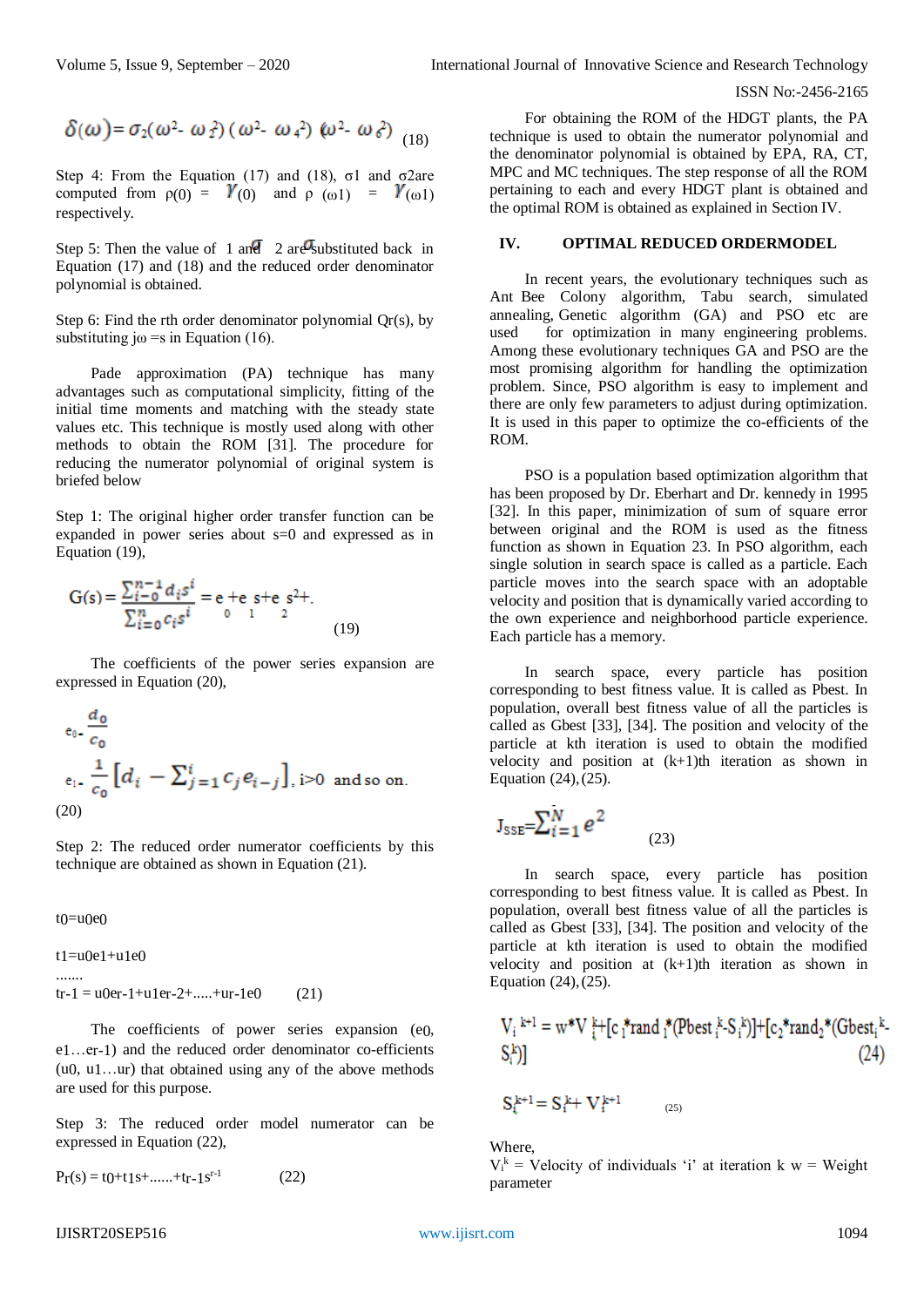$$\delta(\omega) = \sigma_2(\omega^2 - \omega_2^2)(\omega^2 - \omega_4^2)(\omega^2 - \omega_6^2) \quad (18)$$

Step 4: From the Equation (17) and (18), σ1 and σ2are computed from ρ(0) = $\gamma(0)$ and ρ (ω1) = $\gamma(\omega 1)$ respectively.

Step 5: Then the value of $\sigma$1 and $\sigma$2 are substituted back in Equation (17) and (18) and the reduced order denominator polynomial is obtained.

Step 6: Find the rth order denominator polynomial Qr(s), by substituting jω =s in Equation (16).

Pade approximation (PA) technique has many advantages such as computational simplicity, fitting of the initial time moments and matching with the steady state values etc. This technique is mostly used along with other methods to obtain the ROM [31]. The procedure for reducing the numerator polynomial of original system is briefed below

Step 1: The original higher order transfer function can be expanded in power series about s=0 and expressed as in Equation (19),

$$G(s) = \frac{\sum_{i=0}^{n-1} d_i s^i}{\sum_{i=0}^{n} c_i s^i} = e_0 + e_1 s + e_2 s^2 + . \quad (19)$$

The coefficients of the power series expansion are expressed in Equation (20),

$$e_0 = \frac{d_0}{c_0}$$

$$e_i = \frac{1}{c_0}\left[d_i - \sum_{j=1}^{i} c_j e_{i-j}\right], \; i > 0 \text{ and so on.}$$

(20)

Step 2: The reduced order numerator coefficients by this technique are obtained as shown in Equation (21).

t0=u0e0

t1=u0e1+u1e0

.......

tr-1 = u0er-1+u1er-2+.....+ur-1e0 (21)

The coefficients of power series expansion (e0, e1…er-1) and the reduced order denominator co-efficients (u0, u1…ur) that obtained using any of the above methods are used for this purpose.

Step 3: The reduced order model numerator can be expressed in Equation (22),

$P_r(s) = t_0 + t_1 s + \ldots\ldots + t_{r-1} s^{r-1}$ (22)

For obtaining the ROM of the HDGT plants, the PA technique is used to obtain the numerator polynomial and the denominator polynomial is obtained by EPA, RA, CT, MPC and MC techniques. The step response of all the ROM pertaining to each and every HDGT plant is obtained and the optimal ROM is obtained as explained in Section IV.

## IV. OPTIMAL REDUCED ORDERMODEL

In recent years, the evolutionary techniques such as Ant Bee Colony algorithm, Tabu search, simulated annealing, Genetic algorithm (GA) and PSO etc are used for optimization in many engineering problems. Among these evolutionary techniques GA and PSO are the most promising algorithm for handling the optimization problem. Since, PSO algorithm is easy to implement and there are only few parameters to adjust during optimization. It is used in this paper to optimize the co-efficients of the ROM.

PSO is a population based optimization algorithm that has been proposed by Dr. Eberhart and Dr. kennedy in 1995 [32]. In this paper, minimization of sum of square error between original and the ROM is used as the fitness function as shown in Equation 23. In PSO algorithm, each single solution in search space is called as a particle. Each particle moves into the search space with an adoptable velocity and position that is dynamically varied according to the own experience and neighborhood particle experience. Each particle has a memory.

In search space, every particle has position corresponding to best fitness value. It is called as Pbest. In population, overall best fitness value of all the particles is called as Gbest [33], [34]. The position and velocity of the particle at kth iteration is used to obtain the modified velocity and position at (k+1)th iteration as shown in Equation (24),(25).

$$J_{SSE} = \sum_{i=1}^{N} e^2 \quad (23)$$

In search space, every particle has position corresponding to best fitness value. It is called as Pbest. In population, overall best fitness value of all the particles is called as Gbest [33], [34]. The position and velocity of the particle at kth iteration is used to obtain the modified velocity and position at (k+1)th iteration as shown in Equation (24),(25).

$$V_i^{k+1} = w * V_i^k + [c_1 * rand_1 * (Pbest_i^k - S_i^k)] + [c_2 * rand_2 * (Gbest_i^k - S_i^k)] \quad (24)$$

$$S_i^{k+1} = S_i^k + V_i^{k+1} \quad (25)$$

Where,

$V_i^k$ = Velocity of individuals 'i' at iteration k w = Weight parameter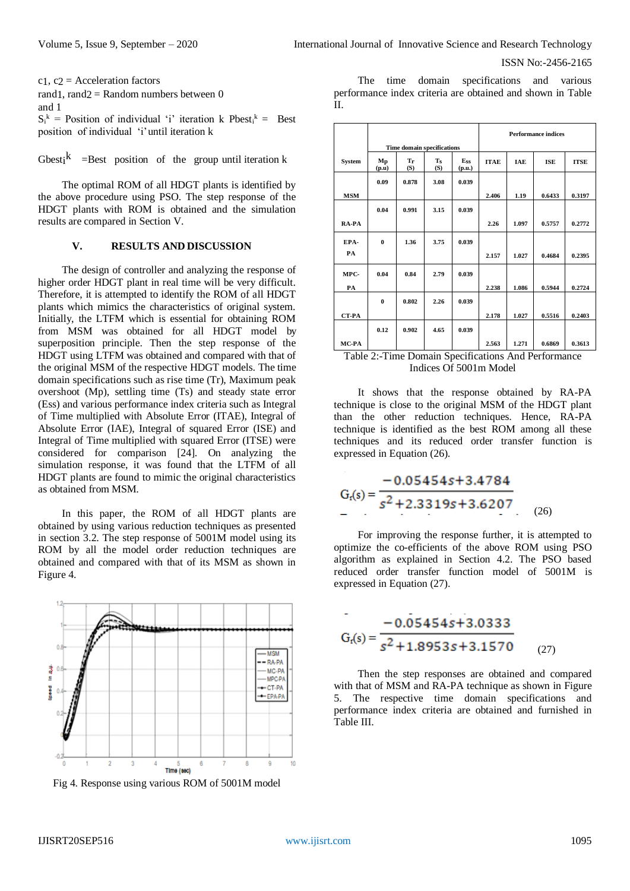$c_1$, $c_2$ = Acceleration factors
rand1, rand2 = Random numbers between 0 and 1
$S_i^k$ = Position of individual 'i' iteration k $Pbest_i^k$ = Best position of individual 'i' until iteration k

$Gbest_i^k$ =Best position of the group until iteration k

The optimal ROM of all HDGT plants is identified by the above procedure using PSO. The step response of the HDGT plants with ROM is obtained and the simulation results are compared in Section V.

## V. RESULTS AND DISCUSSION

The design of controller and analyzing the response of higher order HDGT plant in real time will be very difficult. Therefore, it is attempted to identify the ROM of all HDGT plants which mimics the characteristics of original system. Initially, the LTFM which is essential for obtaining ROM from MSM was obtained for all HDGT model by superposition principle. Then the step response of the HDGT using LTFM was obtained and compared with that of the original MSM of the respective HDGT models. The time domain specifications such as rise time (Tr), Maximum peak overshoot (Mp), settling time (Ts) and steady state error (Ess) and various performance index criteria such as Integral of Time multiplied with Absolute Error (ITAE), Integral of Absolute Error (IAE), Integral of squared Error (ISE) and Integral of Time multiplied with squared Error (ITSE) were considered for comparison [24]. On analyzing the simulation response, it was found that the LTFM of all HDGT plants are found to mimic the original characteristics as obtained from MSM.

In this paper, the ROM of all HDGT plants are obtained by using various reduction techniques as presented in section 3.2. The step response of 5001M model using its ROM by all the model order reduction techniques are obtained and compared with that of its MSM as shown in Figure 4.

Fig 4. Response using various ROM of 5001M model

The time domain specifications and various performance index criteria are obtained and shown in Table II.

| System | Time domain specifications | | | | Performance indices | | | |
|---|---|---|---|---|---|---|---|---|
| | Mp (p.u) | Tr (S) | Ts (S) | Ess (p.u.) | ITAE | IAE | ISE | ITSE |
| MSM | 0.09 | 0.878 | 3.08 | 0.039 | 2.406 | 1.19 | 0.6433 | 0.3197 |
| RA-PA | 0.04 | 0.991 | 3.15 | 0.039 | 2.26 | 1.097 | 0.5757 | 0.2772 |
| EPA-PA | 0 | 1.36 | 3.75 | 0.039 | 2.157 | 1.027 | 0.4684 | 0.2395 |
| MPC-PA | 0.04 | 0.84 | 2.79 | 0.039 | 2.238 | 1.086 | 0.5944 | 0.2724 |
| CT-PA | 0 | 0.802 | 2.26 | 0.039 | 2.178 | 1.027 | 0.5516 | 0.2403 |
| MC-PA | 0.12 | 0.902 | 4.65 | 0.039 | 2.563 | 1.271 | 0.6869 | 0.3613 |

Table 2:-Time Domain Specifications And Performance Indices Of 5001m Model

It shows that the response obtained by RA-PA technique is close to the original MSM of the HDGT plant than the other reduction techniques. Hence, RA-PA technique is identified as the best ROM among all these techniques and its reduced order transfer function is expressed in Equation (26).

$$G_r(s) = \frac{-0.05454s+3.4784}{s^2+2.3319s+3.6207} \quad (26)$$

For improving the response further, it is attempted to optimize the co-efficients of the above ROM using PSO algorithm as explained in Section 4.2. The PSO based reduced order transfer function model of 5001M is expressed in Equation (27).

$$G_r(s) = \frac{-0.05454s+3.0333}{s^2+1.8953s+3.1570} \quad (27)$$

Then the step responses are obtained and compared with that of MSM and RA-PA technique as shown in Figure 5. The respective time domain specifications and performance index criteria are obtained and furnished in Table III.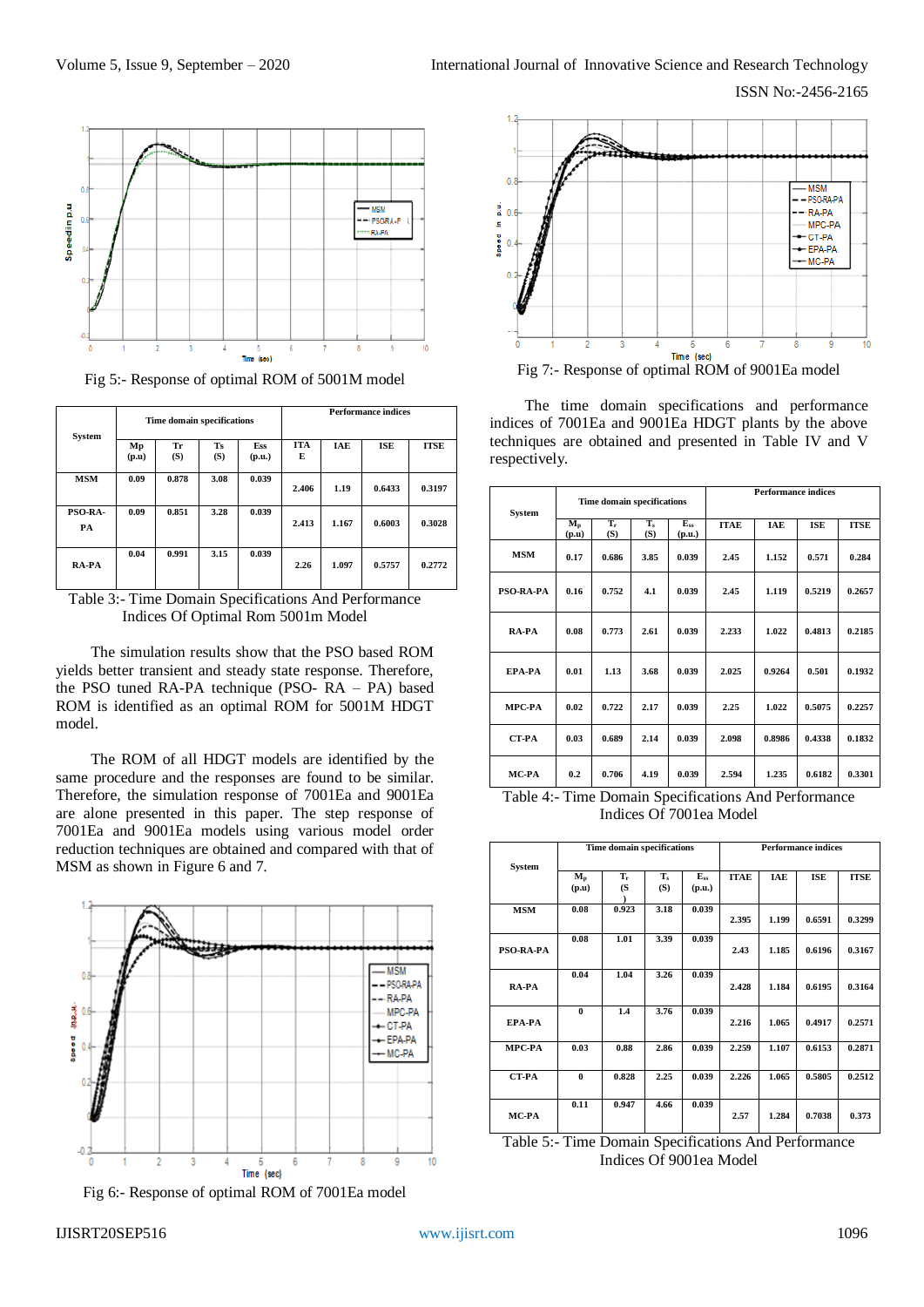Fig 5:- Response of optimal ROM of 5001M model

| System | Time domain specifications | | | | Performance indices | | | |
|---|---|---|---|---|---|---|---|---|
| | Mp (p.u) | Tr (S) | Ts (S) | Ess (p.u.) | ITAE | IAE | ISE | ITSE |
| MSM | 0.09 | 0.878 | 3.08 | 0.039 | 2.406 | 1.19 | 0.6433 | 0.3197 |
| PSO-RA-PA | 0.09 | 0.851 | 3.28 | 0.039 | 2.413 | 1.167 | 0.6003 | 0.3028 |
| RA-PA | 0.04 | 0.991 | 3.15 | 0.039 | 2.26 | 1.097 | 0.5757 | 0.2772 |

Table 3:- Time Domain Specifications And Performance Indices Of Optimal Rom 5001m Model

The simulation results show that the PSO based ROM yields better transient and steady state response. Therefore, the PSO tuned RA-PA technique (PSO- RA – PA) based ROM is identified as an optimal ROM for 5001M HDGT model.

The ROM of all HDGT models are identified by the same procedure and the responses are found to be similar. Therefore, the simulation response of 7001Ea and 9001Ea are alone presented in this paper. The step response of 7001Ea and 9001Ea models using various model order reduction techniques are obtained and compared with that of MSM as shown in Figure 6 and 7.

Fig 6:- Response of optimal ROM of 7001Ea model

Fig 7:- Response of optimal ROM of 9001Ea model

The time domain specifications and performance indices of 7001Ea and 9001Ea HDGT plants by the above techniques are obtained and presented in Table IV and V respectively.

| System | Time domain specifications | | | | Performance indices | | | |
|---|---|---|---|---|---|---|---|---|
| | $M_p$ (p.u) | $T_r$ (S) | $T_s$ (S) | $E_{ss}$ (p.u.) | ITAE | IAE | ISE | ITSE |
| MSM | 0.17 | 0.686 | 3.85 | 0.039 | 2.45 | 1.152 | 0.571 | 0.284 |
| PSO-RA-PA | 0.16 | 0.752 | 4.1 | 0.039 | 2.45 | 1.119 | 0.5219 | 0.2657 |
| RA-PA | 0.08 | 0.773 | 2.61 | 0.039 | 2.233 | 1.022 | 0.4813 | 0.2185 |
| EPA-PA | 0.01 | 1.13 | 3.68 | 0.039 | 2.025 | 0.9264 | 0.501 | 0.1932 |
| MPC-PA | 0.02 | 0.722 | 2.17 | 0.039 | 2.25 | 1.022 | 0.5075 | 0.2257 |
| CT-PA | 0.03 | 0.689 | 2.14 | 0.039 | 2.098 | 0.8986 | 0.4338 | 0.1832 |
| MC-PA | 0.2 | 0.706 | 4.19 | 0.039 | 2.594 | 1.235 | 0.6182 | 0.3301 |

Table 4:- Time Domain Specifications And Performance Indices Of 7001ea Model

| System | Time domain specifications | | | | Performance indices | | | |
|---|---|---|---|---|---|---|---|---|
| | $M_p$ (p.u) | $T_r$ (S) | $T_s$ (S) | $E_{ss}$ (p.u.) | ITAE | IAE | ISE | ITSE |
| MSM | 0.08 | 0.923 | 3.18 | 0.039 | 2.395 | 1.199 | 0.6591 | 0.3299 |
| PSO-RA-PA | 0.08 | 1.01 | 3.39 | 0.039 | 2.43 | 1.185 | 0.6196 | 0.3167 |
| RA-PA | 0.04 | 1.04 | 3.26 | 0.039 | 2.428 | 1.184 | 0.6195 | 0.3164 |
| EPA-PA | 0 | 1.4 | 3.76 | 0.039 | 2.216 | 1.065 | 0.4917 | 0.2571 |
| MPC-PA | 0.03 | 0.88 | 2.86 | 0.039 | 2.259 | 1.107 | 0.6153 | 0.2871 |
| CT-PA | 0 | 0.828 | 2.25 | 0.039 | 2.226 | 1.065 | 0.5805 | 0.2512 |
| MC-PA | 0.11 | 0.947 | 4.66 | 0.039 | 2.57 | 1.284 | 0.7038 | 0.373 |

Table 5:- Time Domain Specifications And Performance Indices Of 9001ea Model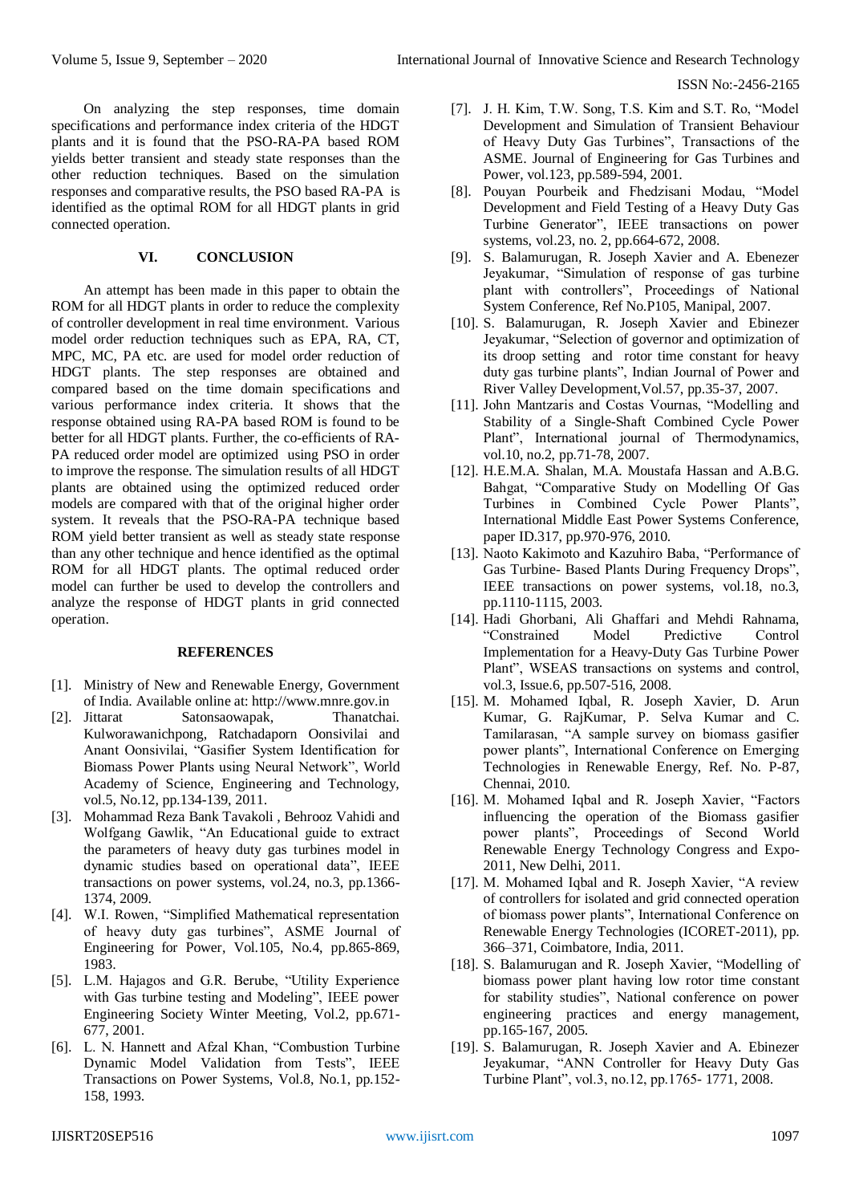On analyzing the step responses, time domain specifications and performance index criteria of the HDGT plants and it is found that the PSO-RA-PA based ROM yields better transient and steady state responses than the other reduction techniques. Based on the simulation responses and comparative results, the PSO based RA-PA is identified as the optimal ROM for all HDGT plants in grid connected operation.

## VI. CONCLUSION

An attempt has been made in this paper to obtain the ROM for all HDGT plants in order to reduce the complexity of controller development in real time environment. Various model order reduction techniques such as EPA, RA, CT, MPC, MC, PA etc. are used for model order reduction of HDGT plants. The step responses are obtained and compared based on the time domain specifications and various performance index criteria. It shows that the response obtained using RA-PA based ROM is found to be better for all HDGT plants. Further, the co-efficients of RA-PA reduced order model are optimized using PSO in order to improve the response. The simulation results of all HDGT plants are obtained using the optimized reduced order models are compared with that of the original higher order system. It reveals that the PSO-RA-PA technique based ROM yield better transient as well as steady state response than any other technique and hence identified as the optimal ROM for all HDGT plants. The optimal reduced order model can further be used to develop the controllers and analyze the response of HDGT plants in grid connected operation.

## REFERENCES

- [1]. Ministry of New and Renewable Energy, Government of India. Available online at: http://www.mnre.gov.in
- [2]. Jittarat Satonsaowapak, Thanatchai. Kulworawanichpong, Ratchadaporn Oonsivilai and Anant Oonsivilai, "Gasifier System Identification for Biomass Power Plants using Neural Network", World Academy of Science, Engineering and Technology, vol.5, No.12, pp.134-139, 2011.
- [3]. Mohammad Reza Bank Tavakoli , Behrooz Vahidi and Wolfgang Gawlik, "An Educational guide to extract the parameters of heavy duty gas turbines model in dynamic studies based on operational data", IEEE transactions on power systems, vol.24, no.3, pp.1366-1374, 2009.
- [4]. W.I. Rowen, "Simplified Mathematical representation of heavy duty gas turbines", ASME Journal of Engineering for Power, Vol.105, No.4, pp.865-869, 1983.
- [5]. L.M. Hajagos and G.R. Berube, "Utility Experience with Gas turbine testing and Modeling", IEEE power Engineering Society Winter Meeting, Vol.2, pp.671-677, 2001.
- [6]. L. N. Hannett and Afzal Khan, "Combustion Turbine Dynamic Model Validation from Tests", IEEE Transactions on Power Systems, Vol.8, No.1, pp.152-158, 1993.
- [7]. J. H. Kim, T.W. Song, T.S. Kim and S.T. Ro, "Model Development and Simulation of Transient Behaviour of Heavy Duty Gas Turbines", Transactions of the ASME. Journal of Engineering for Gas Turbines and Power, vol.123, pp.589-594, 2001.
- [8]. Pouyan Pourbeik and Fhedzisani Modau, "Model Development and Field Testing of a Heavy Duty Gas Turbine Generator", IEEE transactions on power systems, vol.23, no. 2, pp.664-672, 2008.
- [9]. S. Balamurugan, R. Joseph Xavier and A. Ebenezer Jeyakumar, "Simulation of response of gas turbine plant with controllers", Proceedings of National System Conference, Ref No.P105, Manipal, 2007.
- [10]. S. Balamurugan, R. Joseph Xavier and Ebinezer Jeyakumar, "Selection of governor and optimization of its droop setting and rotor time constant for heavy duty gas turbine plants", Indian Journal of Power and River Valley Development,Vol.57, pp.35-37, 2007.
- [11]. John Mantzaris and Costas Vournas, "Modelling and Stability of a Single-Shaft Combined Cycle Power Plant", International journal of Thermodynamics, vol.10, no.2, pp.71-78, 2007.
- [12]. H.E.M.A. Shalan, M.A. Moustafa Hassan and A.B.G. Bahgat, "Comparative Study on Modelling Of Gas Turbines in Combined Cycle Power Plants", International Middle East Power Systems Conference, paper ID.317, pp.970-976, 2010.
- [13]. Naoto Kakimoto and Kazuhiro Baba, "Performance of Gas Turbine- Based Plants During Frequency Drops", IEEE transactions on power systems, vol.18, no.3, pp.1110-1115, 2003.
- [14]. Hadi Ghorbani, Ali Ghaffari and Mehdi Rahnama, "Constrained Model Predictive Control Implementation for a Heavy-Duty Gas Turbine Power Plant", WSEAS transactions on systems and control, vol.3, Issue.6, pp.507-516, 2008.
- [15]. M. Mohamed Iqbal, R. Joseph Xavier, D. Arun Kumar, G. RajKumar, P. Selva Kumar and C. Tamilarasan, "A sample survey on biomass gasifier power plants", International Conference on Emerging Technologies in Renewable Energy, Ref. No. P-87, Chennai, 2010.
- [16]. M. Mohamed Iqbal and R. Joseph Xavier, "Factors influencing the operation of the Biomass gasifier power plants", Proceedings of Second World Renewable Energy Technology Congress and Expo-2011, New Delhi, 2011.
- [17]. M. Mohamed Iqbal and R. Joseph Xavier, "A review of controllers for isolated and grid connected operation of biomass power plants", International Conference on Renewable Energy Technologies (ICORET-2011), pp. 366–371, Coimbatore, India, 2011.
- [18]. S. Balamurugan and R. Joseph Xavier, "Modelling of biomass power plant having low rotor time constant for stability studies", National conference on power engineering practices and energy management, pp.165-167, 2005.
- [19]. S. Balamurugan, R. Joseph Xavier and A. Ebinezer Jeyakumar, "ANN Controller for Heavy Duty Gas Turbine Plant", vol.3, no.12, pp.1765- 1771, 2008.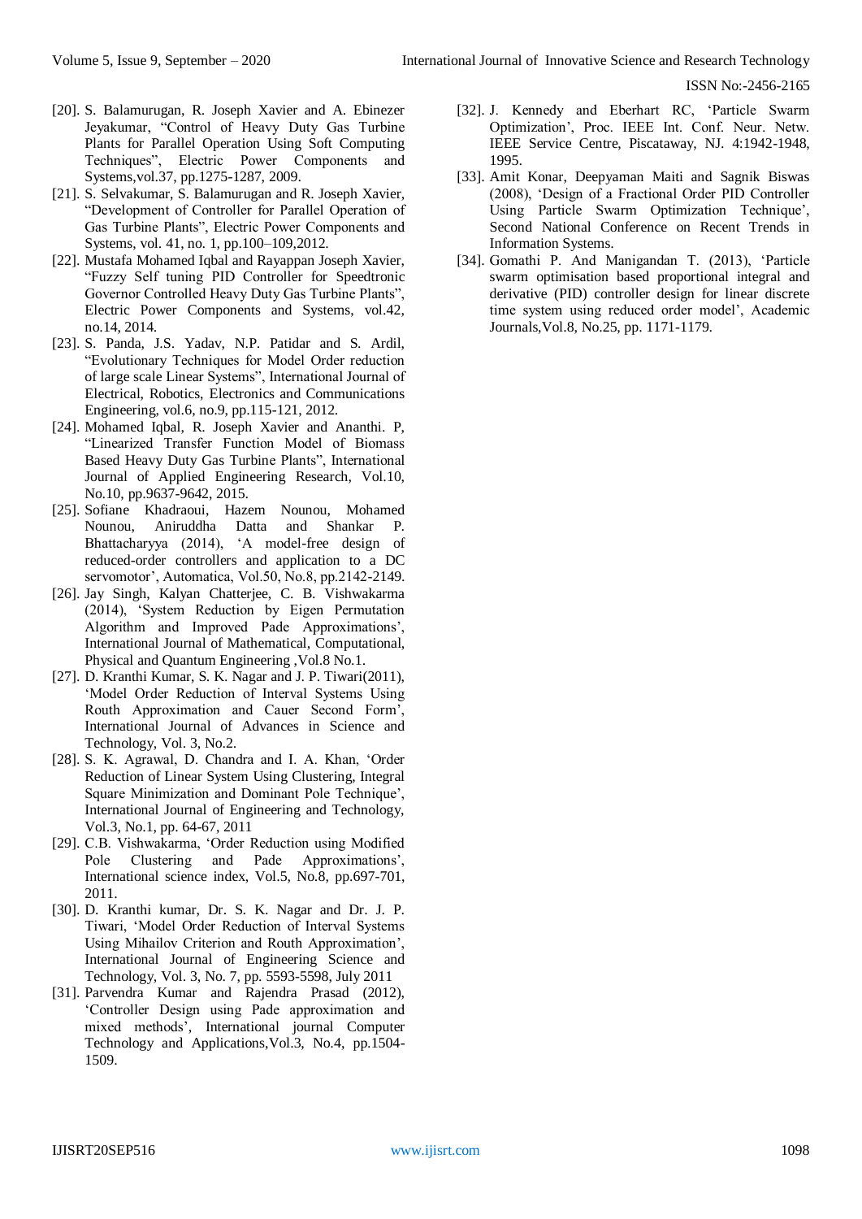[20]. S. Balamurugan, R. Joseph Xavier and A. Ebinezer Jeyakumar, "Control of Heavy Duty Gas Turbine Plants for Parallel Operation Using Soft Computing Techniques", Electric Power Components and Systems,vol.37, pp.1275-1287, 2009.

[21]. S. Selvakumar, S. Balamurugan and R. Joseph Xavier, "Development of Controller for Parallel Operation of Gas Turbine Plants", Electric Power Components and Systems, vol. 41, no. 1, pp.100–109,2012.

[22]. Mustafa Mohamed Iqbal and Rayappan Joseph Xavier, "Fuzzy Self tuning PID Controller for Speedtronic Governor Controlled Heavy Duty Gas Turbine Plants", Electric Power Components and Systems, vol.42, no.14, 2014.

[23]. S. Panda, J.S. Yadav, N.P. Patidar and S. Ardil, "Evolutionary Techniques for Model Order reduction of large scale Linear Systems", International Journal of Electrical, Robotics, Electronics and Communications Engineering, vol.6, no.9, pp.115-121, 2012.

[24]. Mohamed Iqbal, R. Joseph Xavier and Ananthi. P, "Linearized Transfer Function Model of Biomass Based Heavy Duty Gas Turbine Plants", International Journal of Applied Engineering Research, Vol.10, No.10, pp.9637-9642, 2015.

[25]. Sofiane Khadraoui, Hazem Nounou, Mohamed Nounou, Aniruddha Datta and Shankar P. Bhattacharyya (2014), 'A model-free design of reduced-order controllers and application to a DC servomotor', Automatica, Vol.50, No.8, pp.2142-2149.

[26]. Jay Singh, Kalyan Chatterjee, C. B. Vishwakarma (2014), 'System Reduction by Eigen Permutation Algorithm and Improved Pade Approximations', International Journal of Mathematical, Computational, Physical and Quantum Engineering ,Vol.8 No.1.

[27]. D. Kranthi Kumar, S. K. Nagar and J. P. Tiwari(2011), 'Model Order Reduction of Interval Systems Using Routh Approximation and Cauer Second Form', International Journal of Advances in Science and Technology, Vol. 3, No.2.

[28]. S. K. Agrawal, D. Chandra and I. A. Khan, 'Order Reduction of Linear System Using Clustering, Integral Square Minimization and Dominant Pole Technique', International Journal of Engineering and Technology, Vol.3, No.1, pp. 64-67, 2011

[29]. C.B. Vishwakarma, 'Order Reduction using Modified Pole Clustering and Pade Approximations', International science index, Vol.5, No.8, pp.697-701, 2011.

[30]. D. Kranthi kumar, Dr. S. K. Nagar and Dr. J. P. Tiwari, 'Model Order Reduction of Interval Systems Using Mihailov Criterion and Routh Approximation', International Journal of Engineering Science and Technology, Vol. 3, No. 7, pp. 5593-5598, July 2011

[31]. Parvendra Kumar and Rajendra Prasad (2012), 'Controller Design using Pade approximation and mixed methods', International journal Computer Technology and Applications,Vol.3, No.4, pp.1504-1509.

[32]. J. Kennedy and Eberhart RC, 'Particle Swarm Optimization', Proc. IEEE Int. Conf. Neur. Netw. IEEE Service Centre, Piscataway, NJ. 4:1942-1948, 1995.

[33]. Amit Konar, Deepyaman Maiti and Sagnik Biswas (2008), 'Design of a Fractional Order PID Controller Using Particle Swarm Optimization Technique', Second National Conference on Recent Trends in Information Systems.

[34]. Gomathi P. And Manigandan T. (2013), 'Particle swarm optimisation based proportional integral and derivative (PID) controller design for linear discrete time system using reduced order model', Academic Journals,Vol.8, No.25, pp. 1171-1179.